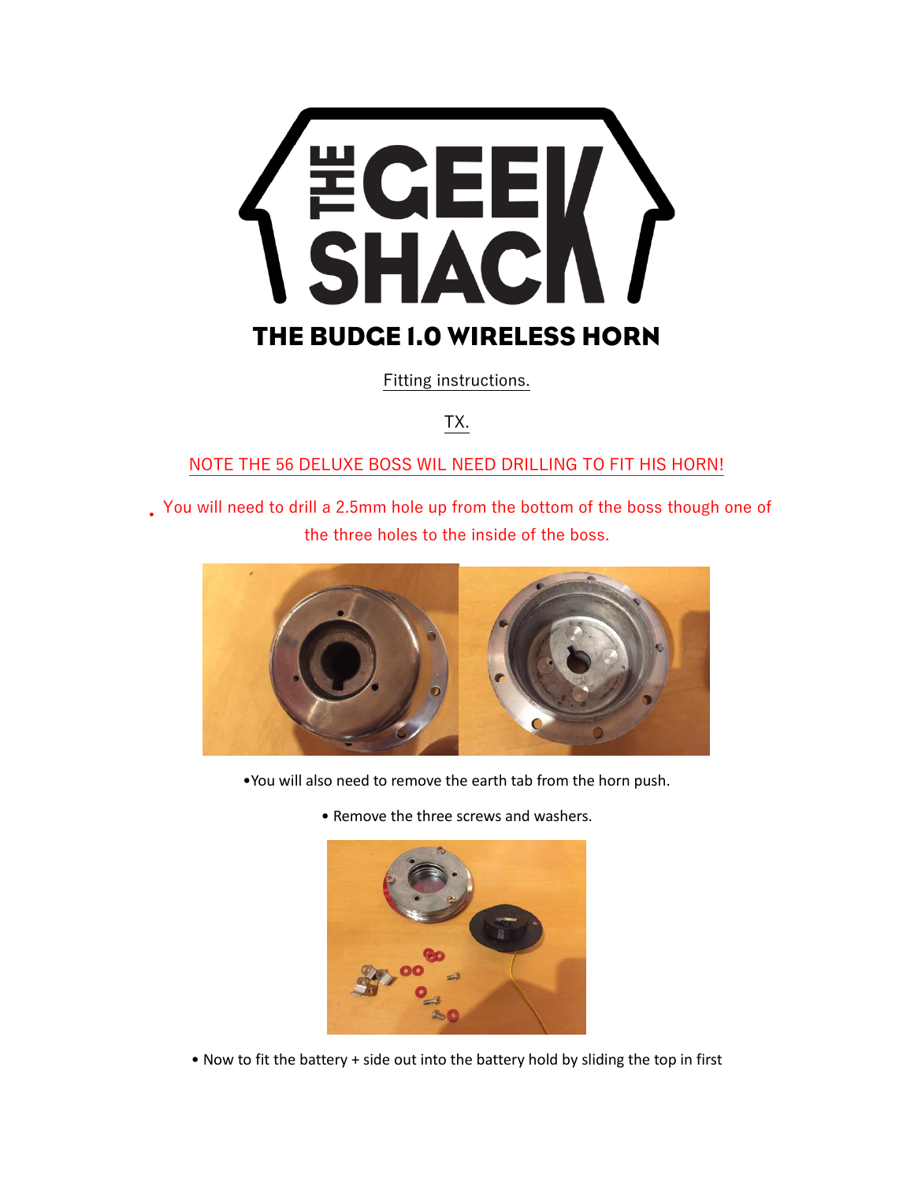# THE GEEK SHACK

## THE BUDGE 1.0 WIRELESS HORN

Fitting instructions.

TX.

NOTE THE 56 DELUXE BOSS WIL NEED DRILLING TO FIT HIS HORN!

- You will need to drill a 2.5mm hole up from the bottom of the boss though one of the three holes to the inside of the boss.

- You will also need to remove the earth tab from the horn push.

- Remove the three screws and washers.

- Now to fit the battery + side out into the battery hold by sliding the top in first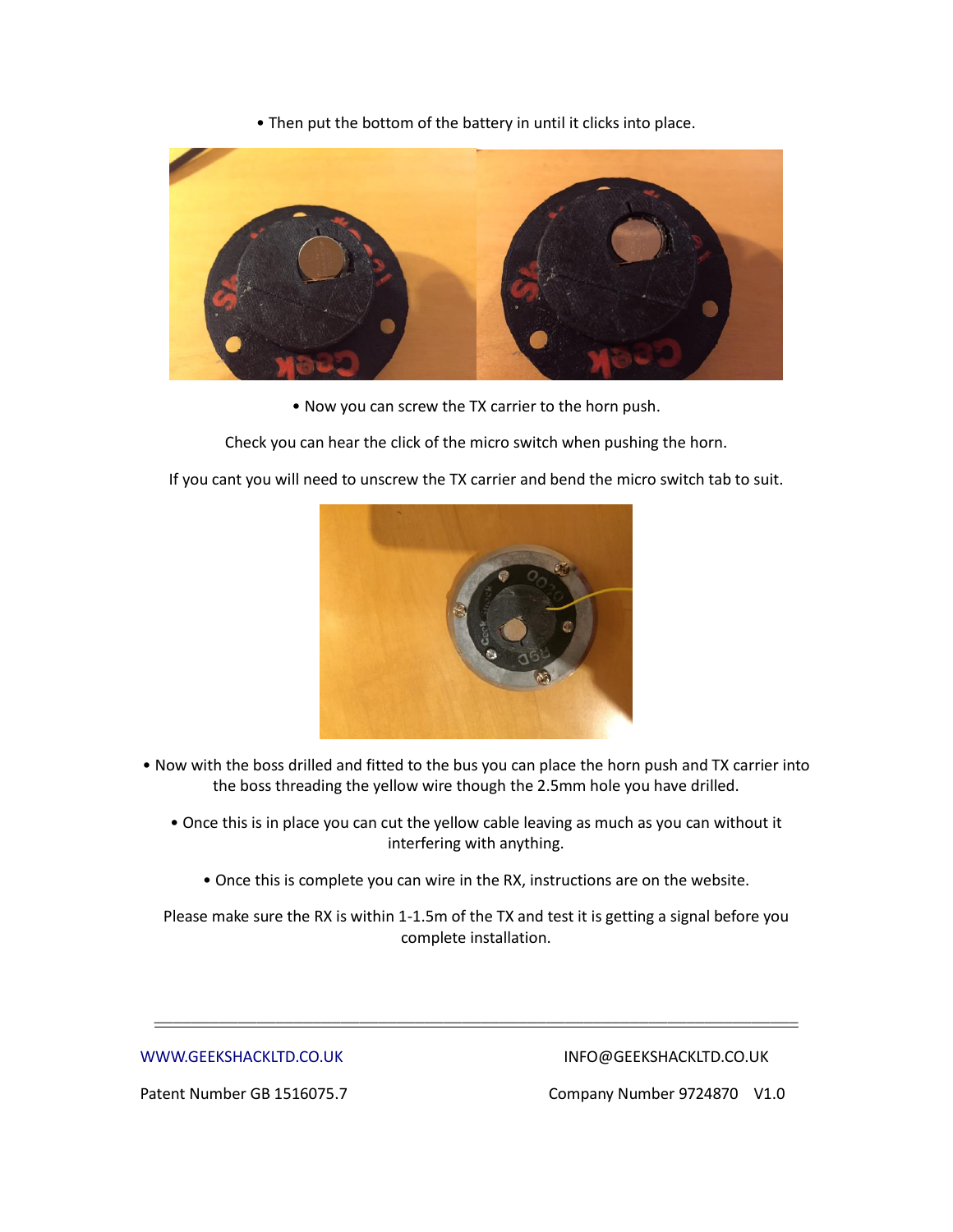- Then put the bottom of the battery in until it clicks into place.

- Now you can screw the TX carrier to the horn push.

Check you can hear the click of the micro switch when pushing the horn.

If you cant you will need to unscrew the TX carrier and bend the micro switch tab to suit.

- Now with the boss drilled and fitted to the bus you can place the horn push and TX carrier into the boss threading the yellow wire though the 2.5mm hole you have drilled.

- Once this is in place you can cut the yellow cable leaving as much as you can without it interfering with anything.

- Once this is complete you can wire in the RX, instructions are on the website.

Please make sure the RX is within 1-1.5m of the TX and test it is getting a signal before you complete installation.

---

WWW.GEEKSHACKLTD.CO.UK    INFO@GEEKSHACKLTD.CO.UK

Patent Number GB 1516075.7    Company Number 9724870    V1.0